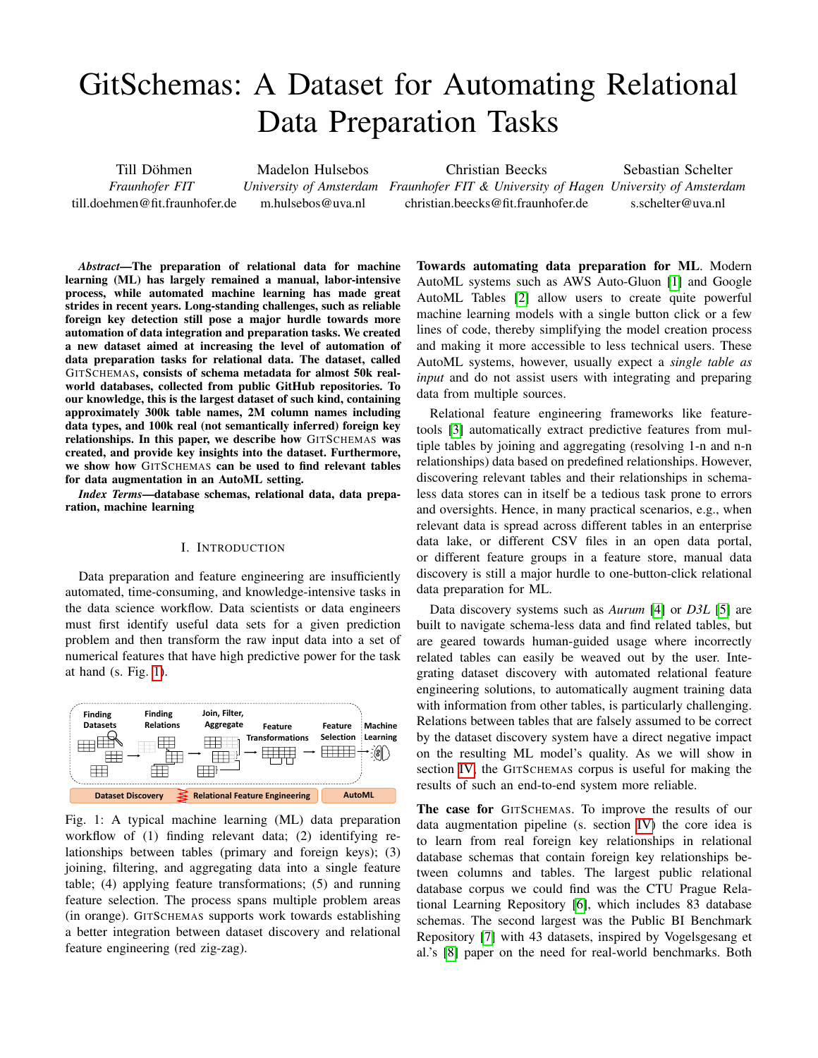# GitSchemas: A Dataset for Automating Relational Data Preparation Tasks

Till Döhmen
*Fraunhofer FIT*
till.doehmen@fit.fraunhofer.de

Madelon Hulsebos
*University of Amsterdam*
m.hulsebos@uva.nl

Christian Beecks
*Fraunhofer FIT & University of Hagen*
christian.beecks@fit.fraunhofer.de

Sebastian Schelter
*University of Amsterdam*
s.schelter@uva.nl

***Abstract*—The preparation of relational data for machine learning (ML) has largely remained a manual, labor-intensive process, while automated machine learning has made great strides in recent years. Long-standing challenges, such as reliable foreign key detection still pose a major hurdle towards more automation of data integration and preparation tasks. We created a new dataset aimed at increasing the level of automation of data preparation tasks for relational data. The dataset, called GITSCHEMAS, consists of schema metadata for almost 50k real-world databases, collected from public GitHub repositories. To our knowledge, this is the largest dataset of such kind, containing approximately 300k table names, 2M column names including data types, and 100k real (not semantically inferred) foreign key relationships. In this paper, we describe how GITSCHEMAS was created, and provide key insights into the dataset. Furthermore, we show how GITSCHEMAS can be used to find relevant tables for data augmentation in an AutoML setting.**

***Index Terms*—database schemas, relational data, data preparation, machine learning**

## I. INTRODUCTION

Data preparation and feature engineering are insufficiently automated, time-consuming, and knowledge-intensive tasks in the data science workflow. Data scientists or data engineers must first identify useful data sets for a given prediction problem and then transform the raw input data into a set of numerical features that have high predictive power for the task at hand (s. Fig. 1).

Fig. 1: A typical machine learning (ML) data preparation workflow of (1) finding relevant data; (2) identifying relationships between tables (primary and foreign keys); (3) joining, filtering, and aggregating data into a single feature table; (4) applying feature transformations; (5) and running feature selection. The process spans multiple problem areas (in orange). GITSCHEMAS supports work towards establishing a better integration between dataset discovery and relational feature engineering (red zig-zag).

**Towards automating data preparation for ML.** Modern AutoML systems such as AWS Auto-Gluon [1] and Google AutoML Tables [2] allow users to create quite powerful machine learning models with a single button click or a few lines of code, thereby simplifying the model creation process and making it more accessible to less technical users. These AutoML systems, however, usually expect a *single table as input* and do not assist users with integrating and preparing data from multiple sources.

Relational feature engineering frameworks like feature-tools [3] automatically extract predictive features from multiple tables by joining and aggregating (resolving 1-n and n-n relationships) data based on predefined relationships. However, discovering relevant tables and their relationships in schema-less data stores can in itself be a tedious task prone to errors and oversights. Hence, in many practical scenarios, e.g., when relevant data is spread across different tables in an enterprise data lake, or different CSV files in an open data portal, or different feature groups in a feature store, manual data discovery is still a major hurdle to one-button-click relational data preparation for ML.

Data discovery systems such as *Aurum* [4] or *D3L* [5] are built to navigate schema-less data and find related tables, but are geared towards human-guided usage where incorrectly related tables can easily be weaved out by the user. Integrating dataset discovery with automated relational feature engineering solutions, to automatically augment training data with information from other tables, is particularly challenging. Relations between tables that are falsely assumed to be correct by the dataset discovery system have a direct negative impact on the resulting ML model's quality. As we will show in section IV, the GITSCHEMAS corpus is useful for making the results of such an end-to-end system more reliable.

**The case for** GITSCHEMAS. To improve the results of our data augmentation pipeline (s. section IV) the core idea is to learn from real foreign key relationships in relational database schemas that contain foreign key relationships between columns and tables. The largest public relational database corpus we could find was the CTU Prague Relational Learning Repository [6], which includes 83 database schemas. The second largest was the Public BI Benchmark Repository [7] with 43 datasets, inspired by Vogelsgesang et al.'s [8] paper on the need for real-world benchmarks. Both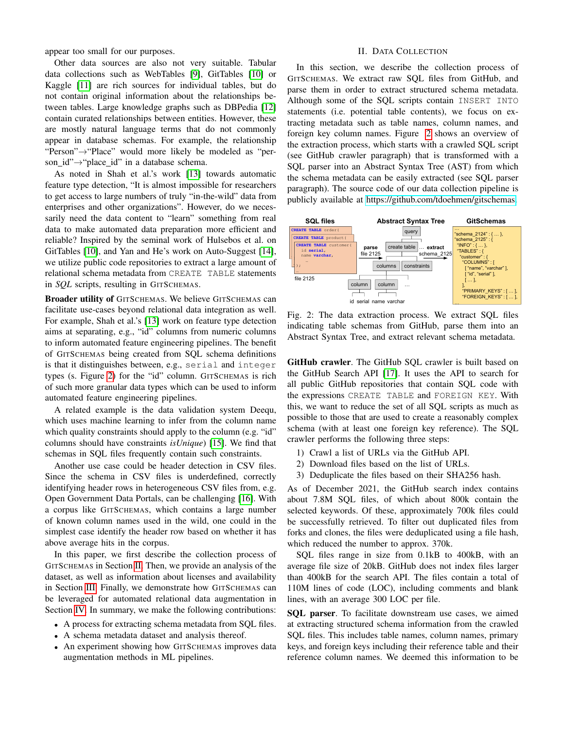appear too small for our purposes.

Other data sources are also not very suitable. Tabular data collections such as WebTables [9], GitTables [10] or Kaggle [11] are rich sources for individual tables, but do not contain original information about the relationships between tables. Large knowledge graphs such as DBPedia [12] contain curated relationships between entities. However, these are mostly natural language terms that do not commonly appear in database schemas. For example, the relationship "Person"→"Place" would more likely be modeled as "person_id"→"place_id" in a database schema.

As noted in Shah et al.'s work [13] towards automatic feature type detection, "It is almost impossible for researchers to get access to large numbers of truly "in-the-wild" data from enterprises and other organizations". However, do we necessarily need the data content to "learn" something from real data to make automated data preparation more efficient and reliable? Inspired by the seminal work of Hulsebos et al. on GitTables [10], and Yan and He's work on Auto-Suggest [14], we utilize public code repositories to extract a large amount of relational schema metadata from `CREATE TABLE` statements in *SQL* scripts, resulting in GitSchemas.

**Broader utility of** GitSchemas. We believe GitSchemas can facilitate use-cases beyond relational data integration as well. For example, Shah et al.'s [13] work on feature type detection aims at separating, e.g., "id" columns from numeric columns to inform automated feature engineering pipelines. The benefit of GitSchemas being created from SQL schema definitions is that it distinguishes between, e.g., `serial` and `integer` types (s. Figure 2) for the "id" column. GitSchemas is rich of such more granular data types which can be used to inform automated feature engineering pipelines.

A related example is the data validation system Deequ, which uses machine learning to infer from the column name which quality constraints should apply to the column (e.g. "id" columns should have constraints *isUnique*) [15]. We find that schemas in SQL files frequently contain such constraints.

Another use case could be header detection in CSV files. Since the schema in CSV files is underdefined, correctly identifying header rows in heterogeneous CSV files from, e.g. Open Government Data Portals, can be challenging [16]. With a corpus like GitSchemas, which contains a large number of known column names used in the wild, one could in the simplest case identify the header row based on whether it has above average hits in the corpus.

In this paper, we first describe the collection process of GitSchemas in Section II. Then, we provide an analysis of the dataset, as well as information about licenses and availability in Section III. Finally, we demonstrate how GitSchemas can be leveraged for automated relational data augmentation in Section IV. In summary, we make the following contributions:

- A process for extracting schema metadata from SQL files.
- A schema metadata dataset and analysis thereof.
- An experiment showing how GitSchemas improves data augmentation methods in ML pipelines.

## II. Data Collection

In this section, we describe the collection process of GitSchemas. We extract raw SQL files from GitHub, and parse them in order to extract structured schema metadata. Although some of the SQL scripts contain `INSERT INTO` statements (i.e. potential table contents), we focus on extracting metadata such as table names, column names, and foreign key column names. Figure 2 shows an overview of the extraction process, which starts with a crawled SQL script (see GitHub crawler paragraph) that is transformed with a SQL parser into an Abstract Syntax Tree (AST) from which the schema metadata can be easily extracted (see SQL parser paragraph). The source code of our data collection pipeline is publicly available at https://github.com/tdoehmen/gitschemas.

Fig. 2: The data extraction process. We extract SQL files indicating table schemas from GitHub, parse them into an Abstract Syntax Tree, and extract relevant schema metadata.

**GitHub crawler**. The GitHub SQL crawler is built based on the GitHub Search API [17]. It uses the API to search for all public GitHub repositories that contain SQL code with the expressions `CREATE TABLE` and `FOREIGN KEY`. With this, we want to reduce the set of all SQL scripts as much as possible to those that are used to create a reasonably complex schema (with at least one foreign key reference). The SQL crawler performs the following three steps:

1) Crawl a list of URLs via the GitHub API.
2) Download files based on the list of URLs.
3) Deduplicate the files based on their SHA256 hash.

As of December 2021, the GitHub search index contains about 7.8M SQL files, of which about 800k contain the selected keywords. Of these, approximately 700k files could be successfully retrieved. To filter out duplicated files from forks and clones, the files were deduplicated using a file hash, which reduced the number to approx. 370k.

SQL files range in size from 0.1kB to 400kB, with an average file size of 20kB. GitHub does not index files larger than 400kB for the search API. The files contain a total of 110M lines of code (LOC), including comments and blank lines, with an average 300 LOC per file.

**SQL parser**. To facilitate downstream use cases, we aimed at extracting structured schema information from the crawled SQL files. This includes table names, column names, primary keys, and foreign keys including their reference table and their reference column names. We deemed this information to be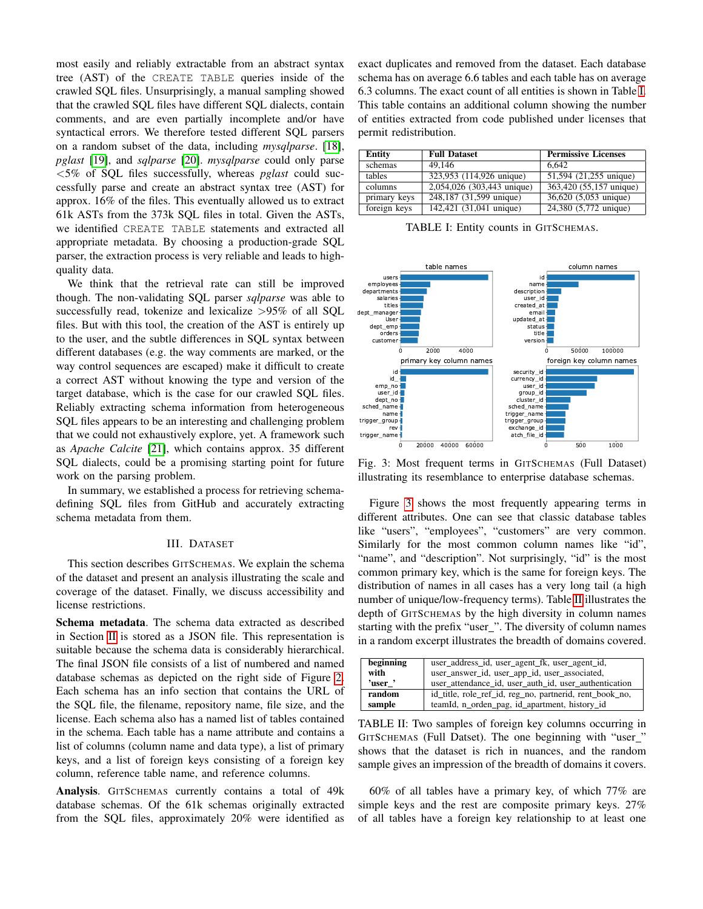most easily and reliably extractable from an abstract syntax tree (AST) of the `CREATE TABLE` queries inside of the crawled SQL files. Unsurprisingly, a manual sampling showed that the crawled SQL files have different SQL dialects, contain comments, and are even partially incomplete and/or have syntactical errors. We therefore tested different SQL parsers on a random subset of the data, including *mysqlparse*. [18], *pglast* [19], and *sqlparse* [20]. *mysqlparse* could only parse <5% of SQL files successfully, whereas *pglast* could successfully parse and create an abstract syntax tree (AST) for approx. 16% of the files. This eventually allowed us to extract 61k ASTs from the 373k SQL files in total. Given the ASTs, we identified `CREATE TABLE` statements and extracted all appropriate metadata. By choosing a production-grade SQL parser, the extraction process is very reliable and leads to high-quality data.

We think that the retrieval rate can still be improved though. The non-validating SQL parser *sqlparse* was able to successfully read, tokenize and lexicalize >95% of all SQL files. But with this tool, the creation of the AST is entirely up to the user, and the subtle differences in SQL syntax between different databases (e.g. the way comments are marked, or the way control sequences are escaped) make it difficult to create a correct AST without knowing the type and version of the target database, which is the case for our crawled SQL files. Reliably extracting schema information from heterogeneous SQL files appears to be an interesting and challenging problem that we could not exhaustively explore, yet. A framework such as *Apache Calcite* [21], which contains approx. 35 different SQL dialects, could be a promising starting point for future work on the parsing problem.

In summary, we established a process for retrieving schema-defining SQL files from GitHub and accurately extracting schema metadata from them.

## III. Dataset

This section describes GitSchemas. We explain the schema of the dataset and present an analysis illustrating the scale and coverage of the dataset. Finally, we discuss accessibility and license restrictions.

**Schema metadata**. The schema data extracted as described in Section II is stored as a JSON file. This representation is suitable because the schema data is considerably hierarchical. The final JSON file consists of a list of numbered and named database schemas as depicted on the right side of Figure 2. Each schema has an info section that contains the URL of the SQL file, the filename, repository name, file size, and the license. Each schema also has a named list of tables contained in the schema. Each table has a name attribute and contains a list of columns (column name and data type), a list of primary keys, and a list of foreign keys consisting of a foreign key column, reference table name, and reference columns.

**Analysis**. GitSchemas currently contains a total of 49k database schemas. Of the 61k schemas originally extracted from the SQL files, approximately 20% were identified as exact duplicates and removed from the dataset. Each database schema has on average 6.6 tables and each table has on average 6.3 columns. The exact count of all entities is shown in Table I. This table contains an additional column showing the number of entities extracted from code published under licenses that permit redistribution.

| Entity | Full Dataset | Permissive Licenses |
|---|---|---|
| schemas | 49,146 | 6,642 |
| tables | 323,953 (114,926 unique) | 51,594 (21,255 unique) |
| columns | 2,054,026 (303,443 unique) | 363,420 (55,157 unique) |
| primary keys | 248,187 (31,599 unique) | 36,620 (5,053 unique) |
| foreign keys | 142,421 (31,041 unique) | 24,380 (5,772 unique) |

TABLE I: Entity counts in GitSchemas.

Fig. 3: Most frequent terms in GitSchemas (Full Dataset) illustrating its resemblance to enterprise database schemas.

Figure 3 shows the most frequently appearing terms in different attributes. One can see that classic database tables like "users", "employees", "customers" are very common. Similarly for the most common column names like "id", "name", and "description". Not surprisingly, "id" is the most common primary key, which is the same for foreign keys. The distribution of names in all cases has a very long tail (a high number of unique/low-frequency terms). Table II illustrates the depth of GitSchemas by the high diversity in column names starting with the prefix "user_". The diversity of column names in a random excerpt illustrates the breadth of domains covered.

| | |
|---|---|
| **beginning with 'user_'** | user_address_id, user_agent_fk, user_agent_id, user_answer_id, user_app_id, user_associated, user_attendance_id, user_auth_id, user_authentication |
| **random sample** | id_title, role_ref_id, reg_no, partnerid, rent_book_no, teamId, n_orden_pag, id_apartment, history_id |

TABLE II: Two samples of foreign key columns occurring in GitSchemas (Full Datset). The one beginning with "user_" shows that the dataset is rich in nuances, and the random sample gives an impression of the breadth of domains it covers.

60% of all tables have a primary key, of which 77% are simple keys and the rest are composite primary keys. 27% of all tables have a foreign key relationship to at least one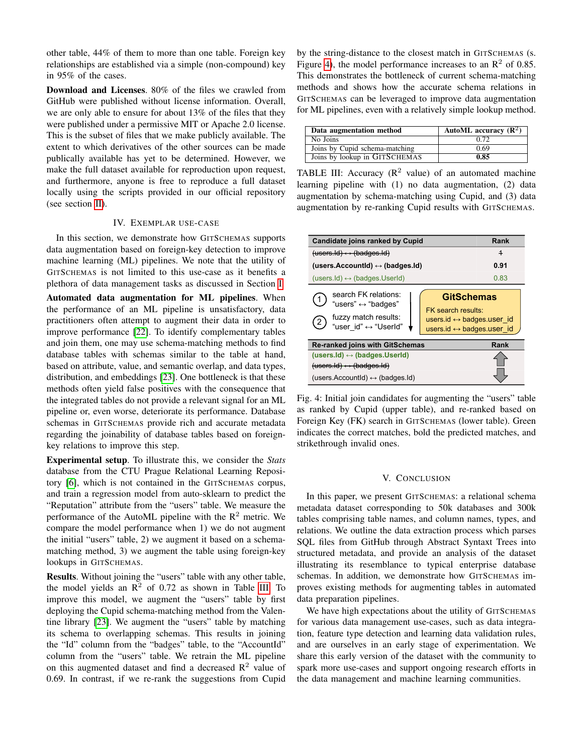other table, 44% of them to more than one table. Foreign key relationships are established via a simple (non-compound) key in 95% of the cases.

**Download and Licenses**. 80% of the files we crawled from GitHub were published without license information. Overall, we are only able to ensure for about 13% of the files that they were published under a permissive MIT or Apache 2.0 license. This is the subset of files that we make publicly available. The extent to which derivatives of the other sources can be made publically available has yet to be determined. However, we make the full dataset available for reproduction upon request, and furthermore, anyone is free to reproduce a full dataset locally using the scripts provided in our official repository (see section II).

## IV. Exemplar Use-Case

In this section, we demonstrate how GitSchemas supports data augmentation based on foreign-key detection to improve machine learning (ML) pipelines. We note that the utility of GitSchemas is not limited to this use-case as it benefits a plethora of data management tasks as discussed in Section I.

**Automated data augmentation for ML pipelines**. When the performance of an ML pipeline is unsatisfactory, data practitioners often attempt to augment their data in order to improve performance [22]. To identify complementary tables and join them, one may use schema-matching methods to find database tables with schemas similar to the table at hand, based on attribute, value, and semantic overlap, and data types, distribution, and embeddings [23]. One bottleneck is that these methods often yield false positives with the consequence that the integrated tables do not provide a relevant signal for an ML pipeline or, even worse, deteriorate its performance. Database schemas in GitSchemas provide rich and accurate metadata regarding the joinability of database tables based on foreign-key relations to improve this step.

**Experimental setup**. To illustrate this, we consider the *Stats* database from the CTU Prague Relational Learning Repository [6], which is not contained in the GitSchemas corpus, and train a regression model from auto-sklearn to predict the "Reputation" attribute from the "users" table. We measure the performance of the AutoML pipeline with the $R^2$ metric. We compare the model performance when 1) we do not augment the initial "users" table, 2) we augment it based on a schema-matching method, 3) we augment the table using foreign-key lookups in GitSchemas.

**Results**. Without joining the "users" table with any other table, the model yields an $R^2$ of 0.72 as shown in Table III. To improve this model, we augment the "users" table by first deploying the Cupid schema-matching method from the Valentine library [23]. We augment the "users" table by matching its schema to overlapping schemas. This results in joining the "Id" column from the "badges" table, to the "AccountId" column from the "users" table. We retrain the ML pipeline on this augmented dataset and find a decreased $R^2$ value of 0.69. In contrast, if we re-rank the suggestions from Cupid by the string-distance to the closest match in GitSchemas (s. Figure 4), the model performance increases to an $R^2$ of 0.85. This demonstrates the bottleneck of current schema-matching methods and shows how the accurate schema relations in GitSchemas can be leveraged to improve data augmentation for ML pipelines, even with a relatively simple lookup method.

| Data augmentation method | AutoML accuracy ($R^2$) |
|---|---|
| No Joins | 0.72 |
| Joins by Cupid schema-matching | 0.69 |
| Joins by lookup in GitSchemas | **0.85** |

TABLE III: Accuracy ($R^2$ value) of an automated machine learning pipeline with (1) no data augmentation, (2) data augmentation by schema-matching using Cupid, and (3) data augmentation by re-ranking Cupid results with GitSchemas.

| Candidate joins ranked by Cupid | Rank |
|---|---|
| ~~(users.Id) ↔ (badges.Id)~~ | ~~1~~ |
| **(users.AccountId) ↔ (badges.Id)** | **0.91** |
| (users.Id) ↔ (badges.UserId) | 0.83 |

① search FK relations: "users" ↔ "badges"
② fuzzy match results: "user_id" ↔ "UserId"

**GitSchemas**
FK search results:
users.id ↔ badges.user_id
users.id ↔ badges.user_id

| Re-ranked joins with GitSchemas | Rank |
|---|---|
| **(users.Id) ↔ (badges.UserId)** | ↑ |
| ~~(users.Id) ↔ (badges.Id)~~ | |
| (users.AccountId) ↔ (badges.Id) | ↓ |

Fig. 4: Initial join candidates for augmenting the "users" table as ranked by Cupid (upper table), and re-ranked based on Foreign Key (FK) search in GitSchemas (lower table). Green indicates the correct matches, bold the predicted matches, and strikethrough invalid ones.

## V. Conclusion

In this paper, we present GitSchemas: a relational schema metadata dataset corresponding to 50k databases and 300k tables comprising table names, and column names, types, and relations. We outline the data extraction process which parses SQL files from GitHub through Abstract Syntax Trees into structured metadata, and provide an analysis of the dataset illustrating its resemblance to typical enterprise database schemas. In addition, we demonstrate how GitSchemas improves existing methods for augmenting tables in automated data preparation pipelines.

We have high expectations about the utility of GitSchemas for various data management use-cases, such as data integration, feature type detection and learning data validation rules, and are ourselves in an early stage of experimentation. We share this early version of the dataset with the community to spark more use-cases and support ongoing research efforts in the data management and machine learning communities.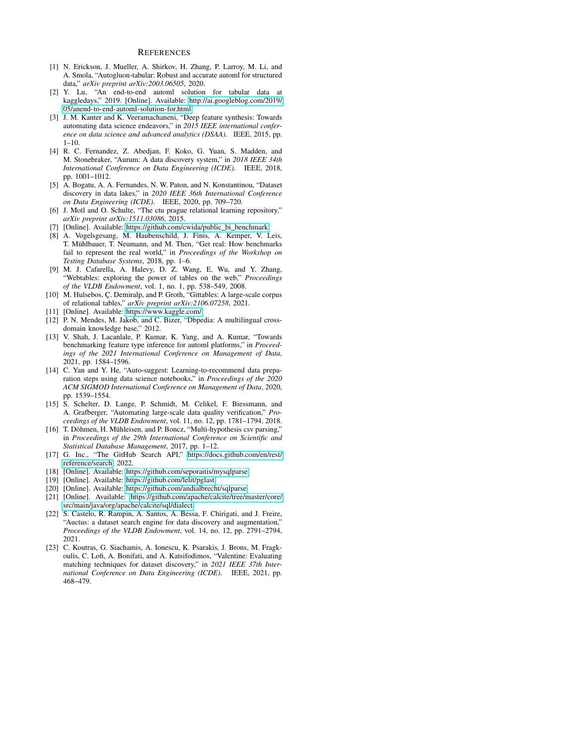# References

[1] N. Erickson, J. Mueller, A. Shirkov, H. Zhang, P. Larroy, M. Li, and A. Smola, "Autogluon-tabular: Robust and accurate automl for structured data," *arXiv preprint arXiv:2003.06505*, 2020.

[2] Y. Lu, "An end-to-end automl solution for tabular data at kaggledays," 2019. [Online]. Available: http://ai.googleblog.com/2019/05/anend-to-end-automl-solution-for.html

[3] J. M. Kanter and K. Veeramachaneni, "Deep feature synthesis: Towards automating data science endeavors," in *2015 IEEE international conference on data science and advanced analytics (DSAA)*. IEEE, 2015, pp. 1–10.

[4] R. C. Fernandez, Z. Abedjan, F. Koko, G. Yuan, S. Madden, and M. Stonebraker, "Aurum: A data discovery system," in *2018 IEEE 34th International Conference on Data Engineering (ICDE)*. IEEE, 2018, pp. 1001–1012.

[5] A. Bogatu, A. A. Fernandes, N. W. Paton, and N. Konstantinou, "Dataset discovery in data lakes," in *2020 IEEE 36th International Conference on Data Engineering (ICDE)*. IEEE, 2020, pp. 709–720.

[6] J. Motl and O. Schulte, "The ctu prague relational learning repository," *arXiv preprint arXiv:1511.03086*, 2015.

[7] [Online]. Available: https://github.com/cwida/public_bi_benchmark

[8] A. Vogelsgesang, M. Haubenschild, J. Finis, A. Kemper, V. Leis, T. Mühlbauer, T. Neumann, and M. Then, "Get real: How benchmarks fail to represent the real world," in *Proceedings of the Workshop on Testing Database Systems*, 2018, pp. 1–6.

[9] M. J. Cafarella, A. Halevy, D. Z. Wang, E. Wu, and Y. Zhang, "Webtables: exploring the power of tables on the web," *Proceedings of the VLDB Endowment*, vol. 1, no. 1, pp. 538–549, 2008.

[10] M. Hulsebos, Ç. Demiralp, and P. Groth, "Gittables: A large-scale corpus of relational tables," *arXiv preprint arXiv:2106.07258*, 2021.

[11] [Online]. Available: https://www.kaggle.com/

[12] P. N. Mendes, M. Jakob, and C. Bizer, "Dbpedia: A multilingual cross-domain knowledge base," 2012.

[13] V. Shah, J. Lacanlale, P. Kumar, K. Yang, and A. Kumar, "Towards benchmarking feature type inference for automl platforms," in *Proceedings of the 2021 International Conference on Management of Data*, 2021, pp. 1584–1596.

[14] C. Yan and Y. He, "Auto-suggest: Learning-to-recommend data preparation steps using data science notebooks," in *Proceedings of the 2020 ACM SIGMOD International Conference on Management of Data*, 2020, pp. 1539–1554.

[15] S. Schelter, D. Lange, P. Schmidt, M. Celikel, F. Biessmann, and A. Grafberger, "Automating large-scale data quality verification," *Proceedings of the VLDB Endowment*, vol. 11, no. 12, pp. 1781–1794, 2018.

[16] T. Döhmen, H. Mühleisen, and P. Boncz, "Multi-hypothesis csv parsing," in *Proceedings of the 29th International Conference on Scientific and Statistical Database Management*, 2017, pp. 1–12.

[17] G. Inc., "The GitHub Search API," https://docs.github.com/en/rest/reference/search, 2022.

[18] [Online]. Available: https://github.com/seporaitis/mysqlparse

[19] [Online]. Available: https://github.com/lelit/pglast

[20] [Online]. Available: https://github.com/andialbrecht/sqlparse

[21] [Online]. Available: https://github.com/apache/calcite/tree/master/core/src/main/java/org/apache/calcite/sql/dialect

[22] S. Castelo, R. Rampin, A. Santos, A. Bessa, F. Chirigati, and J. Freire, "Auctus: a dataset search engine for data discovery and augmentation," *Proceedings of the VLDB Endowment*, vol. 14, no. 12, pp. 2791–2794, 2021.

[23] C. Koutras, G. Siachamis, A. Ionescu, K. Psarakis, J. Brons, M. Fragkoulis, C. Lofi, A. Bonifati, and A. Katsifodimos, "Valentine: Evaluating matching techniques for dataset discovery," in *2021 IEEE 37th International Conference on Data Engineering (ICDE)*. IEEE, 2021, pp. 468–479.